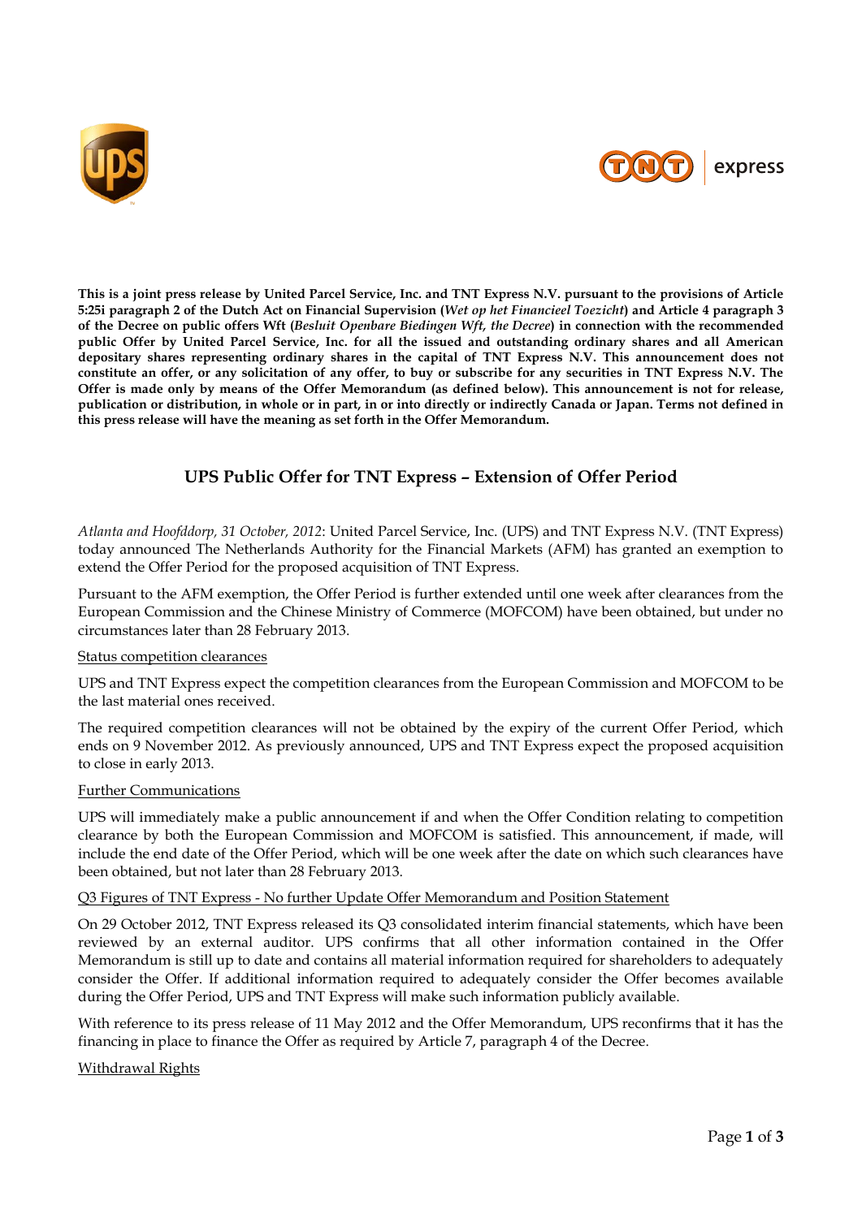**This is a joint press release by United Parcel Service, Inc. and TNT Express N.V. pursuant to the provisions of Article 5:25i paragraph 2 of the Dutch Act on Financial Supervision (*Wet op het Financieel Toezicht*) and Article 4 paragraph 3 of the Decree on public offers Wft (*Besluit Openbare Biedingen Wft, the Decree*) in connection with the recommended public Offer by United Parcel Service, Inc. for all the issued and outstanding ordinary shares and all American depositary shares representing ordinary shares in the capital of TNT Express N.V. This announcement does not constitute an offer, or any solicitation of any offer, to buy or subscribe for any securities in TNT Express N.V. The Offer is made only by means of the Offer Memorandum (as defined below). This announcement is not for release, publication or distribution, in whole or in part, in or into directly or indirectly Canada or Japan. Terms not defined in this press release will have the meaning as set forth in the Offer Memorandum.**

# UPS Public Offer for TNT Express – Extension of Offer Period

*Atlanta and Hoofddorp, 31 October, 2012*: United Parcel Service, Inc. (UPS) and TNT Express N.V. (TNT Express) today announced The Netherlands Authority for the Financial Markets (AFM) has granted an exemption to extend the Offer Period for the proposed acquisition of TNT Express.

Pursuant to the AFM exemption, the Offer Period is further extended until one week after clearances from the European Commission and the Chinese Ministry of Commerce (MOFCOM) have been obtained, but under no circumstances later than 28 February 2013.

## Status competition clearances

UPS and TNT Express expect the competition clearances from the European Commission and MOFCOM to be the last material ones received.

The required competition clearances will not be obtained by the expiry of the current Offer Period, which ends on 9 November 2012. As previously announced, UPS and TNT Express expect the proposed acquisition to close in early 2013.

## Further Communications

UPS will immediately make a public announcement if and when the Offer Condition relating to competition clearance by both the European Commission and MOFCOM is satisfied. This announcement, if made, will include the end date of the Offer Period, which will be one week after the date on which such clearances have been obtained, but not later than 28 February 2013.

## Q3 Figures of TNT Express - No further Update Offer Memorandum and Position Statement

On 29 October 2012, TNT Express released its Q3 consolidated interim financial statements, which have been reviewed by an external auditor. UPS confirms that all other information contained in the Offer Memorandum is still up to date and contains all material information required for shareholders to adequately consider the Offer. If additional information required to adequately consider the Offer becomes available during the Offer Period, UPS and TNT Express will make such information publicly available.

With reference to its press release of 11 May 2012 and the Offer Memorandum, UPS reconfirms that it has the financing in place to finance the Offer as required by Article 7, paragraph 4 of the Decree.

## Withdrawal Rights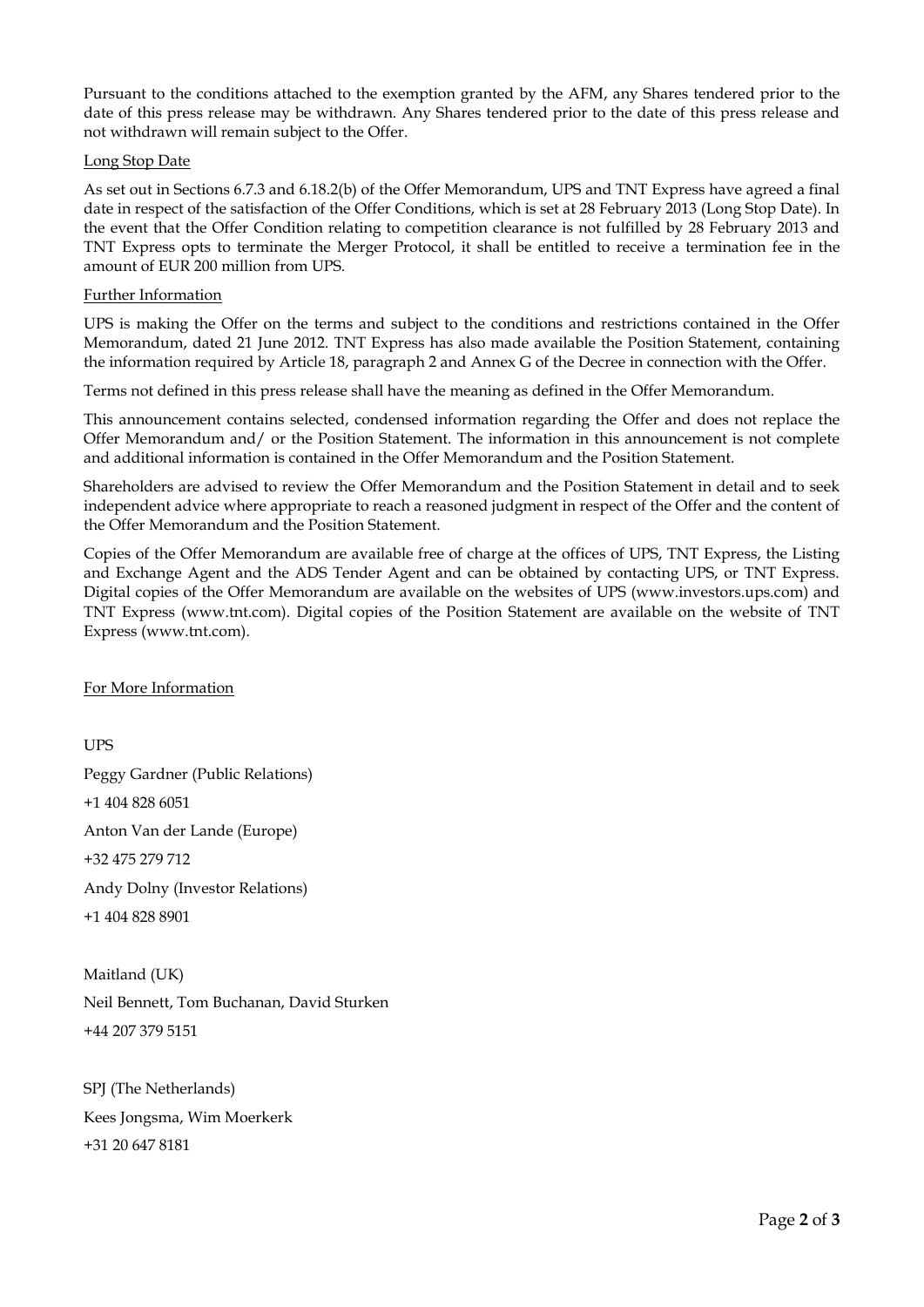Pursuant to the conditions attached to the exemption granted by the AFM, any Shares tendered prior to the date of this press release may be withdrawn. Any Shares tendered prior to the date of this press release and not withdrawn will remain subject to the Offer.

## Long Stop Date

As set out in Sections 6.7.3 and 6.18.2(b) of the Offer Memorandum, UPS and TNT Express have agreed a final date in respect of the satisfaction of the Offer Conditions, which is set at 28 February 2013 (Long Stop Date). In the event that the Offer Condition relating to competition clearance is not fulfilled by 28 February 2013 and TNT Express opts to terminate the Merger Protocol, it shall be entitled to receive a termination fee in the amount of EUR 200 million from UPS.

## Further Information

UPS is making the Offer on the terms and subject to the conditions and restrictions contained in the Offer Memorandum, dated 21 June 2012. TNT Express has also made available the Position Statement, containing the information required by Article 18, paragraph 2 and Annex G of the Decree in connection with the Offer.

Terms not defined in this press release shall have the meaning as defined in the Offer Memorandum.

This announcement contains selected, condensed information regarding the Offer and does not replace the Offer Memorandum and/ or the Position Statement. The information in this announcement is not complete and additional information is contained in the Offer Memorandum and the Position Statement.

Shareholders are advised to review the Offer Memorandum and the Position Statement in detail and to seek independent advice where appropriate to reach a reasoned judgment in respect of the Offer and the content of the Offer Memorandum and the Position Statement.

Copies of the Offer Memorandum are available free of charge at the offices of UPS, TNT Express, the Listing and Exchange Agent and the ADS Tender Agent and can be obtained by contacting UPS, or TNT Express. Digital copies of the Offer Memorandum are available on the websites of UPS (www.investors.ups.com) and TNT Express (www.tnt.com). Digital copies of the Position Statement are available on the website of TNT Express (www.tnt.com).

## For More Information

UPS

Peggy Gardner (Public Relations)

+1 404 828 6051

Anton Van der Lande (Europe)

+32 475 279 712

Andy Dolny (Investor Relations)

+1 404 828 8901

Maitland (UK)

Neil Bennett, Tom Buchanan, David Sturken

+44 207 379 5151

SPJ (The Netherlands)

Kees Jongsma, Wim Moerkerk

+31 20 647 8181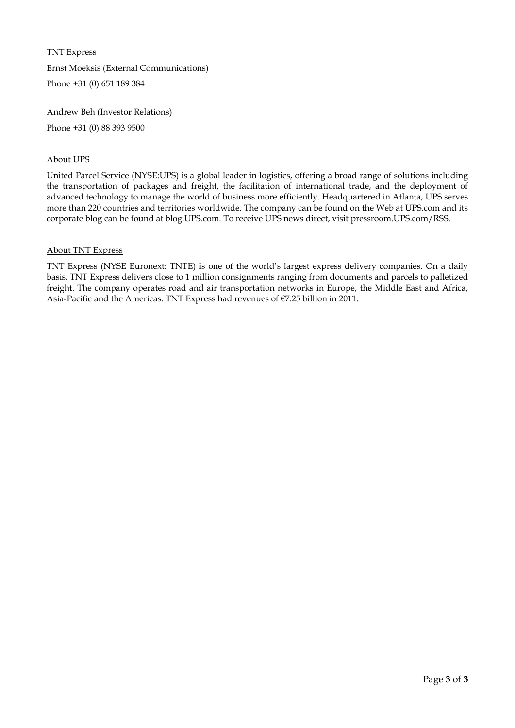TNT Express

Ernst Moeksis (External Communications)

Phone +31 (0) 651 189 384

Andrew Beh (Investor Relations)

Phone +31 (0) 88 393 9500

About UPS

United Parcel Service (NYSE:UPS) is a global leader in logistics, offering a broad range of solutions including the transportation of packages and freight, the facilitation of international trade, and the deployment of advanced technology to manage the world of business more efficiently. Headquartered in Atlanta, UPS serves more than 220 countries and territories worldwide. The company can be found on the Web at UPS.com and its corporate blog can be found at blog.UPS.com. To receive UPS news direct, visit pressroom.UPS.com/RSS.

About TNT Express

TNT Express (NYSE Euronext: TNTE) is one of the world's largest express delivery companies. On a daily basis, TNT Express delivers close to 1 million consignments ranging from documents and parcels to palletized freight. The company operates road and air transportation networks in Europe, the Middle East and Africa, Asia-Pacific and the Americas. TNT Express had revenues of €7.25 billion in 2011.